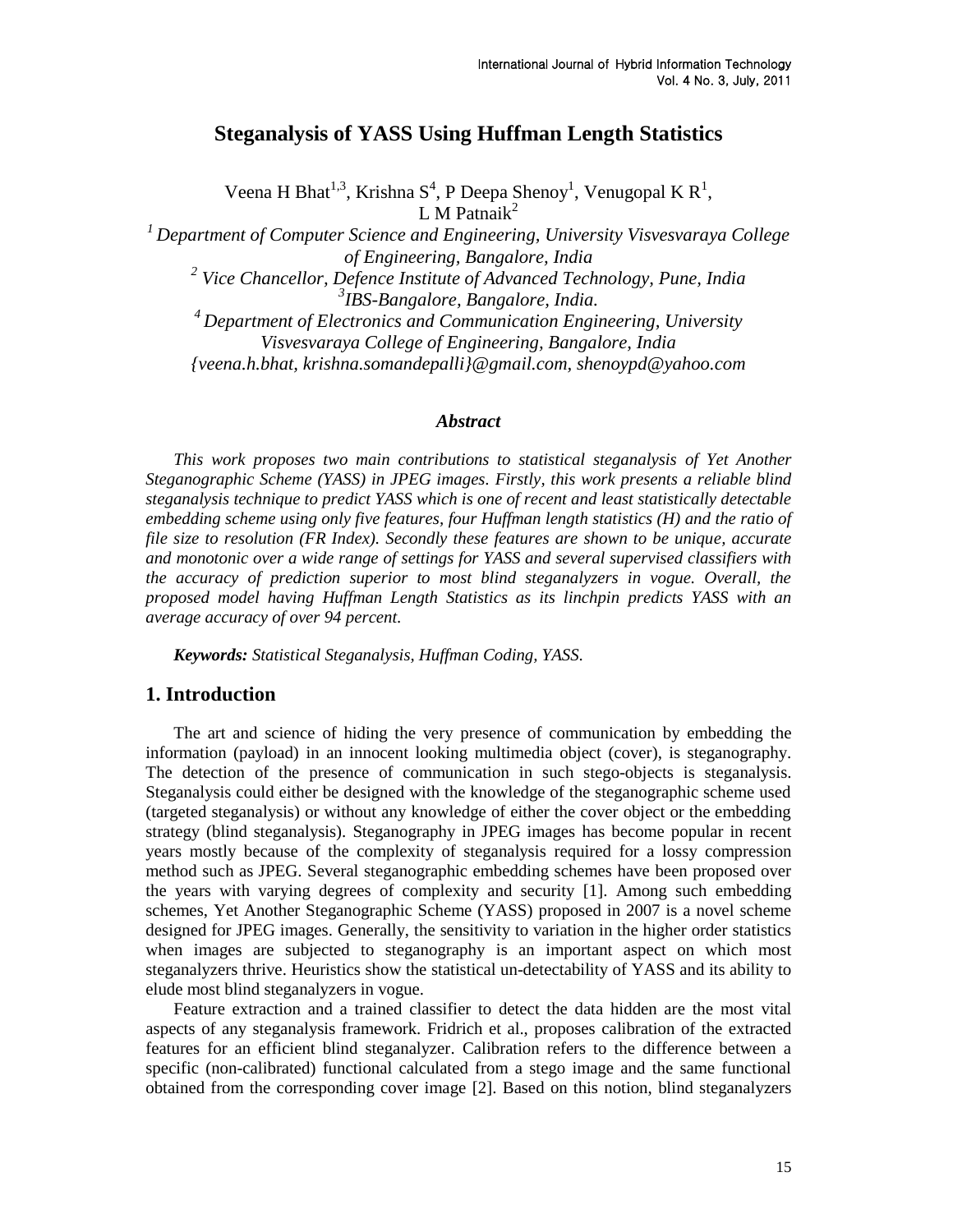# Steganalysis of YASS Using Huffman Length Statistics

Veena H Bhat[1,3], Krishna S[4], P Deepa Shenoy[1], Venugopal K R[1], L M Patnaik[2]

[1] *Department of Computer Science and Engineering, University Visvesvaraya College of Engineering, Bangalore, India*
[2] *Vice Chancellor, Defence Institute of Advanced Technology, Pune, India*
[3] *IBS-Bangalore, Bangalore, India.*
[4] *Department of Electronics and Communication Engineering, University Visvesvaraya College of Engineering, Bangalore, India*
*{veena.h.bhat, krishna.somandepalli}@gmail.com, shenoypd@yahoo.com*

### *Abstract*

*This work proposes two main contributions to statistical steganalysis of Yet Another Steganographic Scheme (YASS) in JPEG images. Firstly, this work presents a reliable blind steganalysis technique to predict YASS which is one of recent and least statistically detectable embedding scheme using only five features, four Huffman length statistics (H) and the ratio of file size to resolution (FR Index). Secondly these features are shown to be unique, accurate and monotonic over a wide range of settings for YASS and several supervised classifiers with the accuracy of prediction superior to most blind steganalyzers in vogue. Overall, the proposed model having Huffman Length Statistics as its linchpin predicts YASS with an average accuracy of over 94 percent.*

***Keywords:*** *Statistical Steganalysis, Huffman Coding, YASS.*

## 1. Introduction

The art and science of hiding the very presence of communication by embedding the information (payload) in an innocent looking multimedia object (cover), is steganography. The detection of the presence of communication in such stego-objects is steganalysis. Steganalysis could either be designed with the knowledge of the steganographic scheme used (targeted steganalysis) or without any knowledge of either the cover object or the embedding strategy (blind steganalysis). Steganography in JPEG images has become popular in recent years mostly because of the complexity of steganalysis required for a lossy compression method such as JPEG. Several steganographic embedding schemes have been proposed over the years with varying degrees of complexity and security [1]. Among such embedding schemes, Yet Another Steganographic Scheme (YASS) proposed in 2007 is a novel scheme designed for JPEG images. Generally, the sensitivity to variation in the higher order statistics when images are subjected to steganography is an important aspect on which most steganalyzers thrive. Heuristics show the statistical un-detectability of YASS and its ability to elude most blind steganalyzers in vogue.

Feature extraction and a trained classifier to detect the data hidden are the most vital aspects of any steganalysis framework. Fridrich et al., proposes calibration of the extracted features for an efficient blind steganalyzer. Calibration refers to the difference between a specific (non-calibrated) functional calculated from a stego image and the same functional obtained from the corresponding cover image [2]. Based on this notion, blind steganalyzers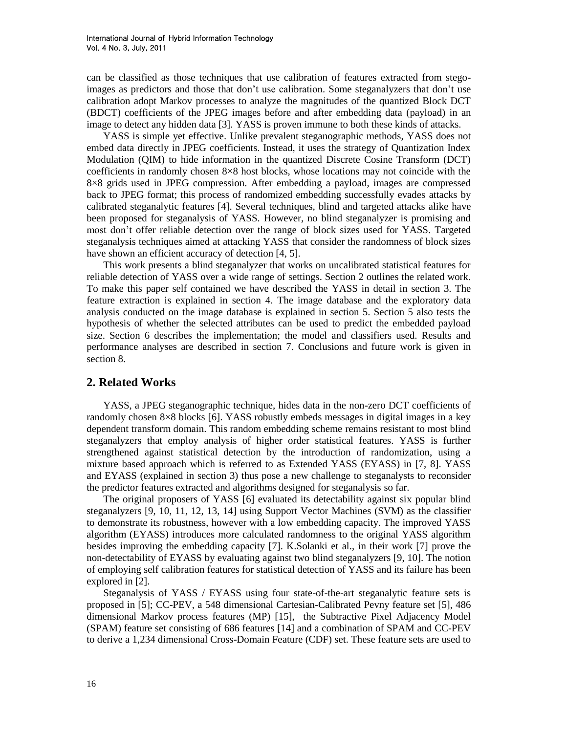can be classified as those techniques that use calibration of features extracted from stego-images as predictors and those that don't use calibration. Some steganalyzers that don't use calibration adopt Markov processes to analyze the magnitudes of the quantized Block DCT (BDCT) coefficients of the JPEG images before and after embedding data (payload) in an image to detect any hidden data [3]. YASS is proven immune to both these kinds of attacks.

YASS is simple yet effective. Unlike prevalent steganographic methods, YASS does not embed data directly in JPEG coefficients. Instead, it uses the strategy of Quantization Index Modulation (QIM) to hide information in the quantized Discrete Cosine Transform (DCT) coefficients in randomly chosen 8×8 host blocks, whose locations may not coincide with the 8×8 grids used in JPEG compression. After embedding a payload, images are compressed back to JPEG format; this process of randomized embedding successfully evades attacks by calibrated steganalytic features [4]. Several techniques, blind and targeted attacks alike have been proposed for steganalysis of YASS. However, no blind steganalyzer is promising and most don't offer reliable detection over the range of block sizes used for YASS. Targeted steganalysis techniques aimed at attacking YASS that consider the randomness of block sizes have shown an efficient accuracy of detection [4, 5].

This work presents a blind steganalyzer that works on uncalibrated statistical features for reliable detection of YASS over a wide range of settings. Section 2 outlines the related work. To make this paper self contained we have described the YASS in detail in section 3. The feature extraction is explained in section 4. The image database and the exploratory data analysis conducted on the image database is explained in section 5. Section 5 also tests the hypothesis of whether the selected attributes can be used to predict the embedded payload size. Section 6 describes the implementation; the model and classifiers used. Results and performance analyses are described in section 7. Conclusions and future work is given in section 8.

## 2. Related Works

YASS, a JPEG steganographic technique, hides data in the non-zero DCT coefficients of randomly chosen 8×8 blocks [6]. YASS robustly embeds messages in digital images in a key dependent transform domain. This random embedding scheme remains resistant to most blind steganalyzers that employ analysis of higher order statistical features. YASS is further strengthened against statistical detection by the introduction of randomization, using a mixture based approach which is referred to as Extended YASS (EYASS) in [7, 8]. YASS and EYASS (explained in section 3) thus pose a new challenge to steganalysts to reconsider the predictor features extracted and algorithms designed for steganalysis so far.

The original proposers of YASS [6] evaluated its detectability against six popular blind steganalyzers [9, 10, 11, 12, 13, 14] using Support Vector Machines (SVM) as the classifier to demonstrate its robustness, however with a low embedding capacity. The improved YASS algorithm (EYASS) introduces more calculated randomness to the original YASS algorithm besides improving the embedding capacity [7]. K.Solanki et al., in their work [7] prove the non-detectability of EYASS by evaluating against two blind steganalyzers [9, 10]. The notion of employing self calibration features for statistical detection of YASS and its failure has been explored in [2].

Steganalysis of YASS / EYASS using four state-of-the-art steganalytic feature sets is proposed in [5]; CC-PEV, a 548 dimensional Cartesian-Calibrated Pevny feature set [5], 486 dimensional Markov process features (MP) [15], the Subtractive Pixel Adjacency Model (SPAM) feature set consisting of 686 features [14] and a combination of SPAM and CC-PEV to derive a 1,234 dimensional Cross-Domain Feature (CDF) set. These feature sets are used to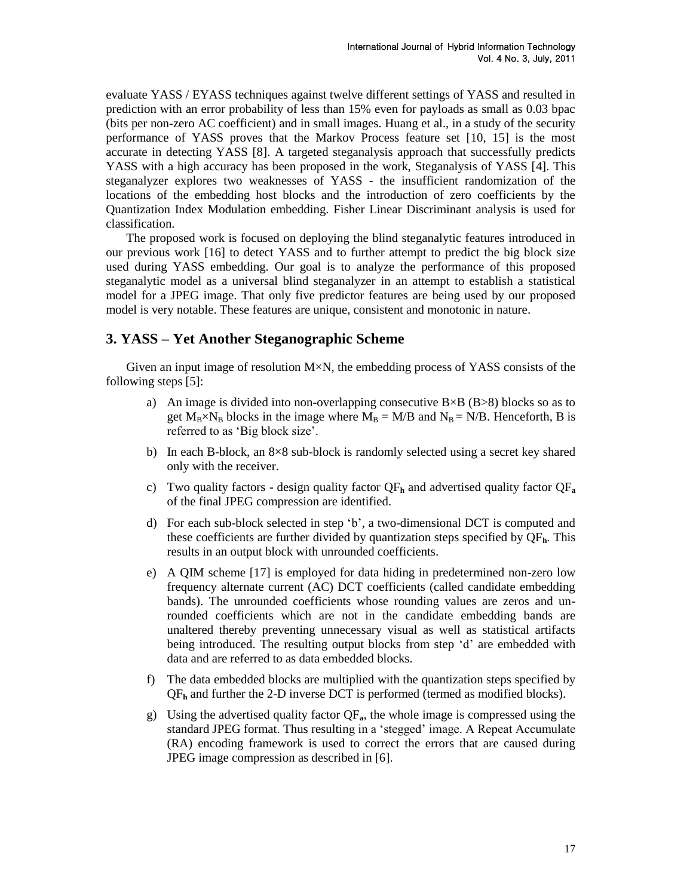evaluate YASS / EYASS techniques against twelve different settings of YASS and resulted in prediction with an error probability of less than 15% even for payloads as small as 0.03 bpac (bits per non-zero AC coefficient) and in small images. Huang et al., in a study of the security performance of YASS proves that the Markov Process feature set [10, 15] is the most accurate in detecting YASS [8]. A targeted steganalysis approach that successfully predicts YASS with a high accuracy has been proposed in the work, Steganalysis of YASS [4]. This steganalyzer explores two weaknesses of YASS - the insufficient randomization of the locations of the embedding host blocks and the introduction of zero coefficients by the Quantization Index Modulation embedding. Fisher Linear Discriminant analysis is used for classification.

The proposed work is focused on deploying the blind steganalytic features introduced in our previous work [16] to detect YASS and to further attempt to predict the big block size used during YASS embedding. Our goal is to analyze the performance of this proposed steganalytic model as a universal blind steganalyzer in an attempt to establish a statistical model for a JPEG image. That only five predictor features are being used by our proposed model is very notable. These features are unique, consistent and monotonic in nature.

## 3. YASS – Yet Another Steganographic Scheme

Given an input image of resolution M×N, the embedding process of YASS consists of the following steps [5]:

a) An image is divided into non-overlapping consecutive B×B (B>8) blocks so as to get $M_B \times N_B$ blocks in the image where $M_B = M/B$ and $N_B = N/B$. Henceforth, B is referred to as 'Big block size'.

b) In each B-block, an 8×8 sub-block is randomly selected using a secret key shared only with the receiver.

c) Two quality factors - design quality factor $QF_h$ and advertised quality factor $QF_a$ of the final JPEG compression are identified.

d) For each sub-block selected in step 'b', a two-dimensional DCT is computed and these coefficients are further divided by quantization steps specified by $QF_h$. This results in an output block with unrounded coefficients.

e) A QIM scheme [17] is employed for data hiding in predetermined non-zero low frequency alternate current (AC) DCT coefficients (called candidate embedding bands). The unrounded coefficients whose rounding values are zeros and un-rounded coefficients which are not in the candidate embedding bands are unaltered thereby preventing unnecessary visual as well as statistical artifacts being introduced. The resulting output blocks from step 'd' are embedded with data and are referred to as data embedded blocks.

f) The data embedded blocks are multiplied with the quantization steps specified by $QF_h$ and further the 2-D inverse DCT is performed (termed as modified blocks).

g) Using the advertised quality factor $QF_a$, the whole image is compressed using the standard JPEG format. Thus resulting in a 'stegged' image. A Repeat Accumulate (RA) encoding framework is used to correct the errors that are caused during JPEG image compression as described in [6].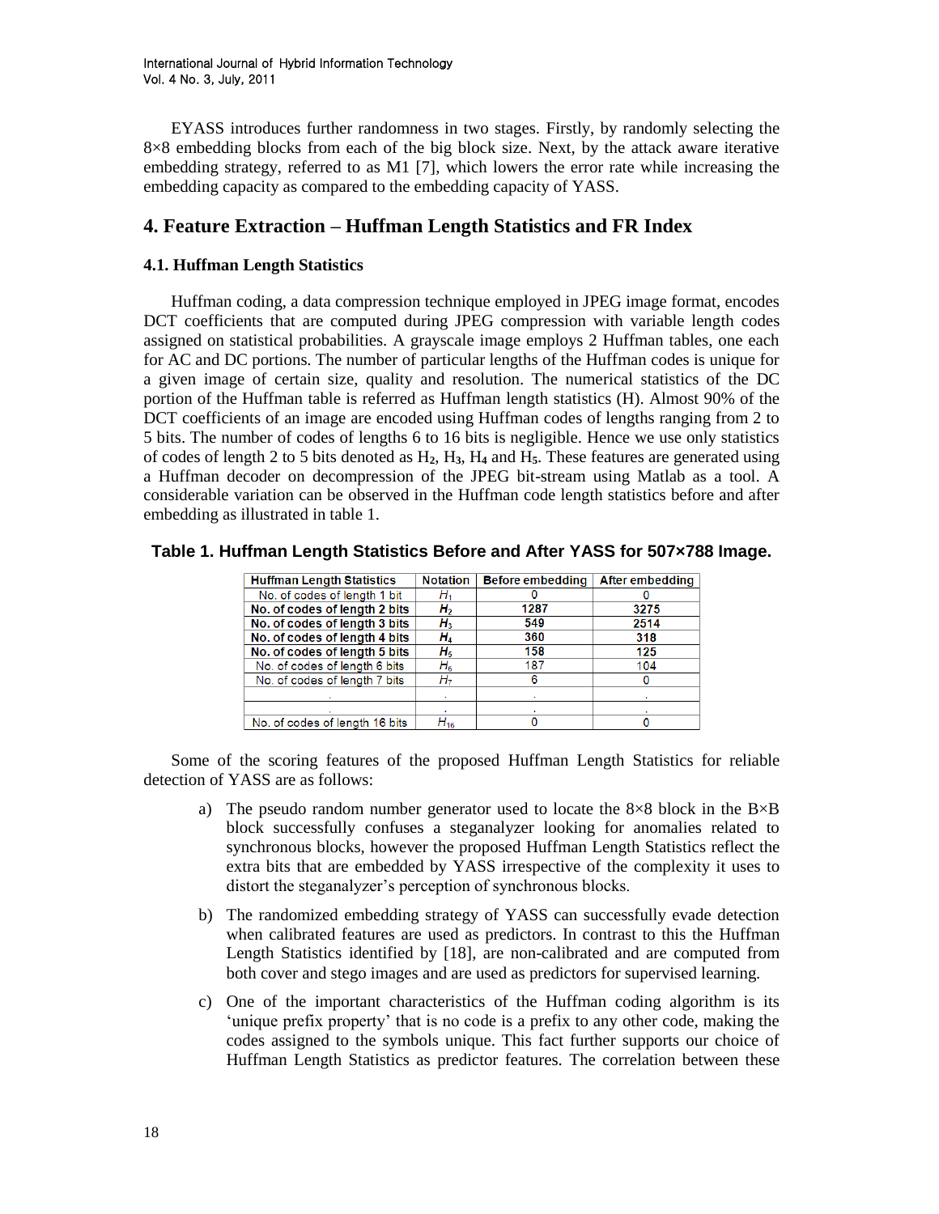EYASS introduces further randomness in two stages. Firstly, by randomly selecting the 8×8 embedding blocks from each of the big block size. Next, by the attack aware iterative embedding strategy, referred to as M1 [7], which lowers the error rate while increasing the embedding capacity as compared to the embedding capacity of YASS.

## 4. Feature Extraction – Huffman Length Statistics and FR Index

### 4.1. Huffman Length Statistics

Huffman coding, a data compression technique employed in JPEG image format, encodes DCT coefficients that are computed during JPEG compression with variable length codes assigned on statistical probabilities. A grayscale image employs 2 Huffman tables, one each for AC and DC portions. The number of particular lengths of the Huffman codes is unique for a given image of certain size, quality and resolution. The numerical statistics of the DC portion of the Huffman table is referred as Huffman length statistics (H). Almost 90% of the DCT coefficients of an image are encoded using Huffman codes of lengths ranging from 2 to 5 bits. The number of codes of lengths 6 to 16 bits is negligible. Hence we use only statistics of codes of length 2 to 5 bits denoted as $H_2$, $H_3$, $H_4$ and $H_5$. These features are generated using a Huffman decoder on decompression of the JPEG bit-stream using Matlab as a tool. A considerable variation can be observed in the Huffman code length statistics before and after embedding as illustrated in table 1.

**Table 1. Huffman Length Statistics Before and After YASS for 507×788 Image.**

| Huffman Length Statistics | Notation | Before embedding | After embedding |
|---|---|---|---|
| No. of codes of length 1 bit | $H_1$ | 0 | 0 |
| **No. of codes of length 2 bits** | $H_2$ | **1287** | **3275** |
| **No. of codes of length 3 bits** | $H_3$ | **549** | **2514** |
| **No. of codes of length 4 bits** | $H_4$ | **360** | **318** |
| **No. of codes of length 5 bits** | $H_5$ | **158** | **125** |
| No. of codes of length 6 bits | $H_6$ | 187 | 104 |
| No. of codes of length 7 bits | $H_7$ | 6 | 0 |
| . | . | . | . |
| . | . | . | . |
| No. of codes of length 16 bits | $H_{16}$ | 0 | 0 |

Some of the scoring features of the proposed Huffman Length Statistics for reliable detection of YASS are as follows:

a) The pseudo random number generator used to locate the 8×8 block in the B×B block successfully confuses a steganalyzer looking for anomalies related to synchronous blocks, however the proposed Huffman Length Statistics reflect the extra bits that are embedded by YASS irrespective of the complexity it uses to distort the steganalyzer's perception of synchronous blocks.

b) The randomized embedding strategy of YASS can successfully evade detection when calibrated features are used as predictors. In contrast to this the Huffman Length Statistics identified by [18], are non-calibrated and are computed from both cover and stego images and are used as predictors for supervised learning.

c) One of the important characteristics of the Huffman coding algorithm is its 'unique prefix property' that is no code is a prefix to any other code, making the codes assigned to the symbols unique. This fact further supports our choice of Huffman Length Statistics as predictor features. The correlation between these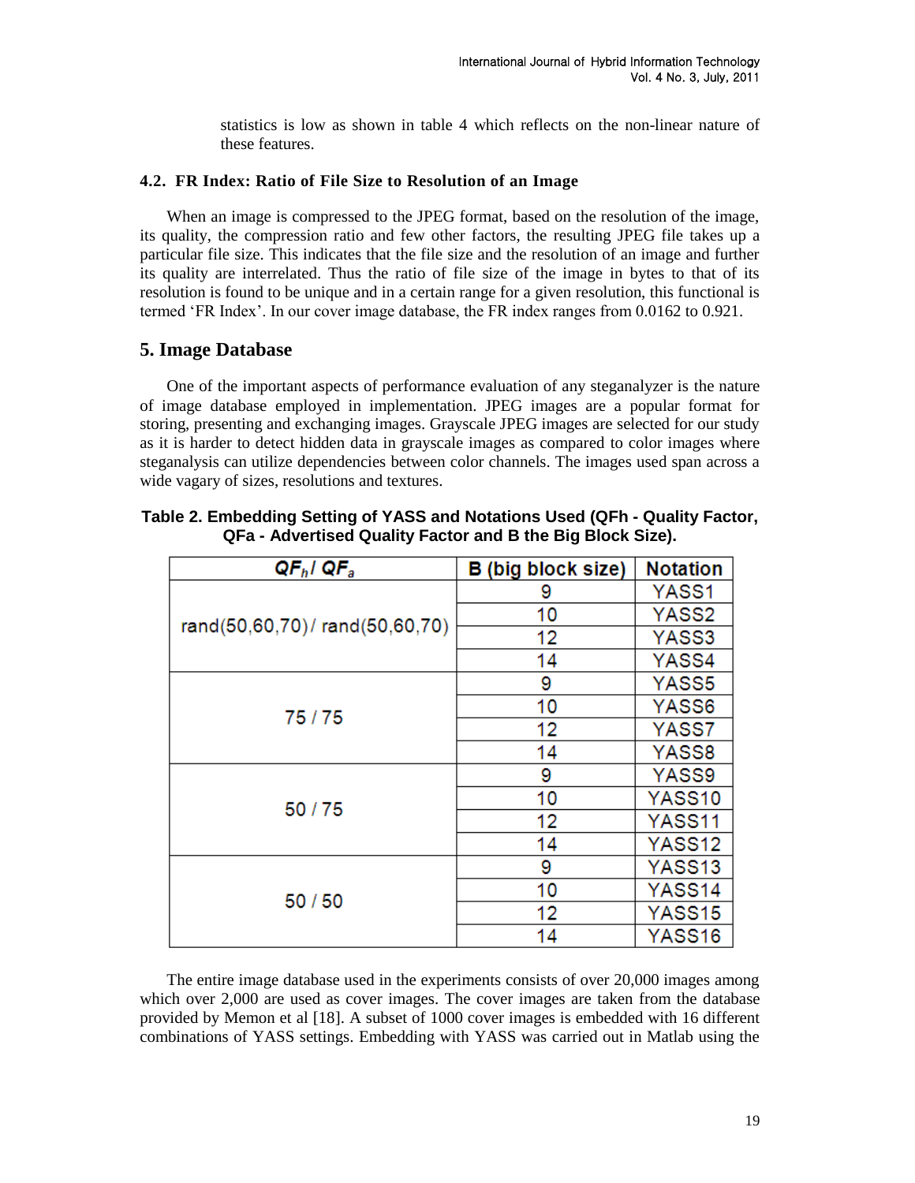statistics is low as shown in table 4 which reflects on the non-linear nature of these features.

### 4.2. FR Index: Ratio of File Size to Resolution of an Image

When an image is compressed to the JPEG format, based on the resolution of the image, its quality, the compression ratio and few other factors, the resulting JPEG file takes up a particular file size. This indicates that the file size and the resolution of an image and further its quality are interrelated. Thus the ratio of file size of the image in bytes to that of its resolution is found to be unique and in a certain range for a given resolution, this functional is termed 'FR Index'. In our cover image database, the FR index ranges from 0.0162 to 0.921.

## 5. Image Database

One of the important aspects of performance evaluation of any steganalyzer is the nature of image database employed in implementation. JPEG images are a popular format for storing, presenting and exchanging images. Grayscale JPEG images are selected for our study as it is harder to detect hidden data in grayscale images as compared to color images where steganalysis can utilize dependencies between color channels. The images used span across a wide vagary of sizes, resolutions and textures.

**Table 2. Embedding Setting of YASS and Notations Used (QFh - Quality Factor, QFa - Advertised Quality Factor and B the Big Block Size).**

| $QF_h$ / $QF_a$ | B (big block size) | Notation |
|---|---|---|
| rand(50,60,70) / rand(50,60,70) | 9 | YASS1 |
| | 10 | YASS2 |
| | 12 | YASS3 |
| | 14 | YASS4 |
| 75 / 75 | 9 | YASS5 |
| | 10 | YASS6 |
| | 12 | YASS7 |
| | 14 | YASS8 |
| 50 / 75 | 9 | YASS9 |
| | 10 | YASS10 |
| | 12 | YASS11 |
| | 14 | YASS12 |
| 50 / 50 | 9 | YASS13 |
| | 10 | YASS14 |
| | 12 | YASS15 |
| | 14 | YASS16 |

The entire image database used in the experiments consists of over 20,000 images among which over 2,000 are used as cover images. The cover images are taken from the database provided by Memon et al [18]. A subset of 1000 cover images is embedded with 16 different combinations of YASS settings. Embedding with YASS was carried out in Matlab using the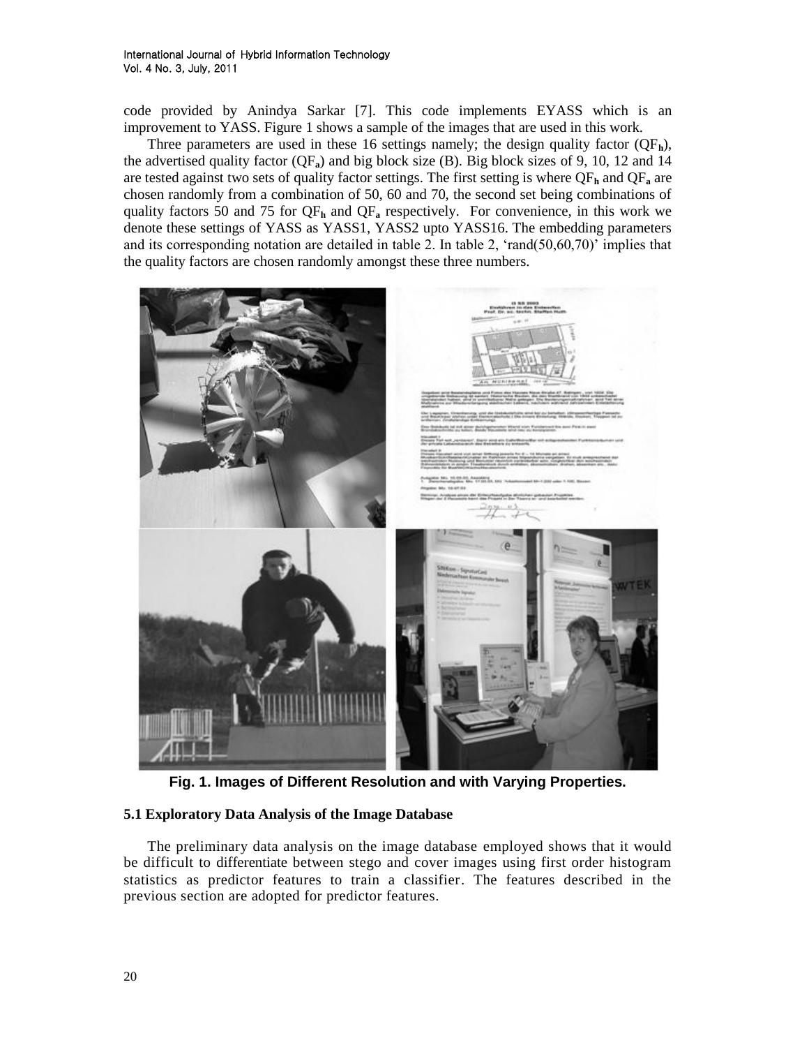code provided by Anindya Sarkar [7]. This code implements EYASS which is an improvement to YASS. Figure 1 shows a sample of the images that are used in this work.

Three parameters are used in these 16 settings namely; the design quality factor ($QF_h$), the advertised quality factor ($QF_a$) and big block size (B). Big block sizes of 9, 10, 12 and 14 are tested against two sets of quality factor settings. The first setting is where $QF_h$ and $QF_a$ are chosen randomly from a combination of 50, 60 and 70, the second set being combinations of quality factors 50 and 75 for $QF_h$ and $QF_a$ respectively. For convenience, in this work we denote these settings of YASS as YASS1, YASS2 upto YASS16. The embedding parameters and its corresponding notation are detailed in table 2. In table 2, 'rand(50,60,70)' implies that the quality factors are chosen randomly amongst these three numbers.

**Fig. 1. Images of Different Resolution and with Varying Properties.**

### 5.1 Exploratory Data Analysis of the Image Database

The preliminary data analysis on the image database employed shows that it would be difficult to differentiate between stego and cover images using first order histogram statistics as predictor features to train a classifier. The features described in the previous section are adopted for predictor features.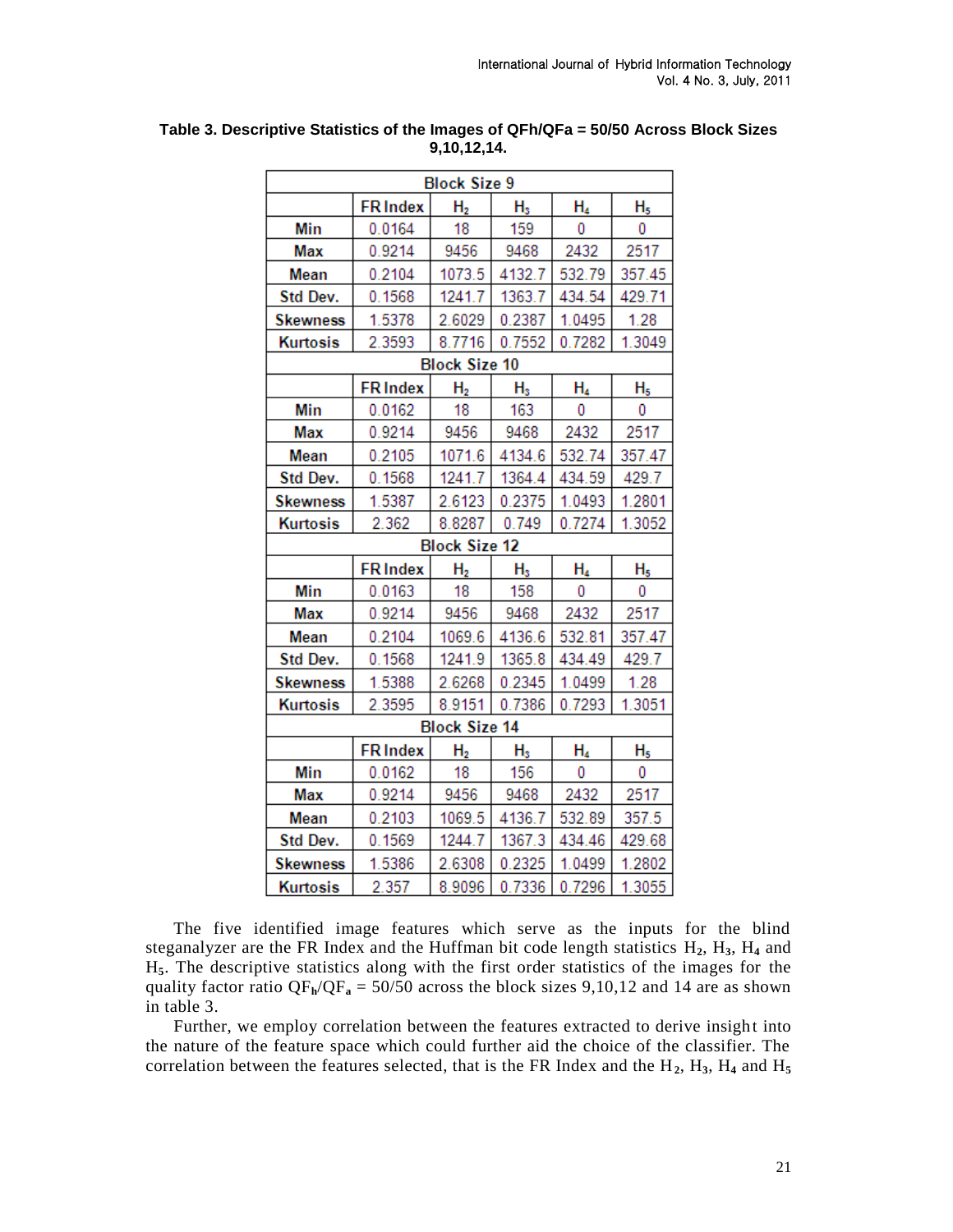**Table 3. Descriptive Statistics of the Images of QFh/QFa = 50/50 Across Block Sizes 9,10,12,14.**

| Block Size 9 | | | | | |
|---|---|---|---|---|---|
| | FR Index | $H_2$ | $H_3$ | $H_4$ | $H_5$ |
| Min | 0.0164 | 18 | 159 | 0 | 0 |
| Max | 0.9214 | 9456 | 9468 | 2432 | 2517 |
| Mean | 0.2104 | 1073.5 | 4132.7 | 532.79 | 357.45 |
| Std Dev. | 0.1568 | 1241.7 | 1363.7 | 434.54 | 429.71 |
| Skewness | 1.5378 | 2.6029 | 0.2387 | 1.0495 | 1.28 |
| Kurtosis | 2.3593 | 8.7716 | 0.7552 | 0.7282 | 1.3049 |
| **Block Size 10** | | | | | |
| | FR Index | $H_2$ | $H_3$ | $H_4$ | $H_5$ |
| Min | 0.0162 | 18 | 163 | 0 | 0 |
| Max | 0.9214 | 9456 | 9468 | 2432 | 2517 |
| Mean | 0.2105 | 1071.6 | 4134.6 | 532.74 | 357.47 |
| Std Dev. | 0.1568 | 1241.7 | 1364.4 | 434.59 | 429.7 |
| Skewness | 1.5387 | 2.6123 | 0.2375 | 1.0493 | 1.2801 |
| Kurtosis | 2.362 | 8.8287 | 0.749 | 0.7274 | 1.3052 |
| **Block Size 12** | | | | | |
| | FR Index | $H_2$ | $H_3$ | $H_4$ | $H_5$ |
| Min | 0.0163 | 18 | 158 | 0 | 0 |
| Max | 0.9214 | 9456 | 9468 | 2432 | 2517 |
| Mean | 0.2104 | 1069.6 | 4136.6 | 532.81 | 357.47 |
| Std Dev. | 0.1568 | 1241.9 | 1365.8 | 434.49 | 429.7 |
| Skewness | 1.5388 | 2.6268 | 0.2345 | 1.0499 | 1.28 |
| Kurtosis | 2.3595 | 8.9151 | 0.7386 | 0.7293 | 1.3051 |
| **Block Size 14** | | | | | |
| | FR Index | $H_2$ | $H_3$ | $H_4$ | $H_5$ |
| Min | 0.0162 | 18 | 156 | 0 | 0 |
| Max | 0.9214 | 9456 | 9468 | 2432 | 2517 |
| Mean | 0.2103 | 1069.5 | 4136.7 | 532.89 | 357.5 |
| Std Dev. | 0.1569 | 1244.7 | 1367.3 | 434.46 | 429.68 |
| Skewness | 1.5386 | 2.6308 | 0.2325 | 1.0499 | 1.2802 |
| Kurtosis | 2.357 | 8.9096 | 0.7336 | 0.7296 | 1.3055 |

The five identified image features which serve as the inputs for the blind steganalyzer are the FR Index and the Huffman bit code length statistics $H_2$, $H_3$, $H_4$ and $H_5$. The descriptive statistics along with the first order statistics of the images for the quality factor ratio $QF_h/QF_a$ = 50/50 across the block sizes 9,10,12 and 14 are as shown in table 3.

Further, we employ correlation between the features extracted to derive insight into the nature of the feature space which could further aid the choice of the classifier. The correlation between the features selected, that is the FR Index and the $H_2$, $H_3$, $H_4$ and $H_5$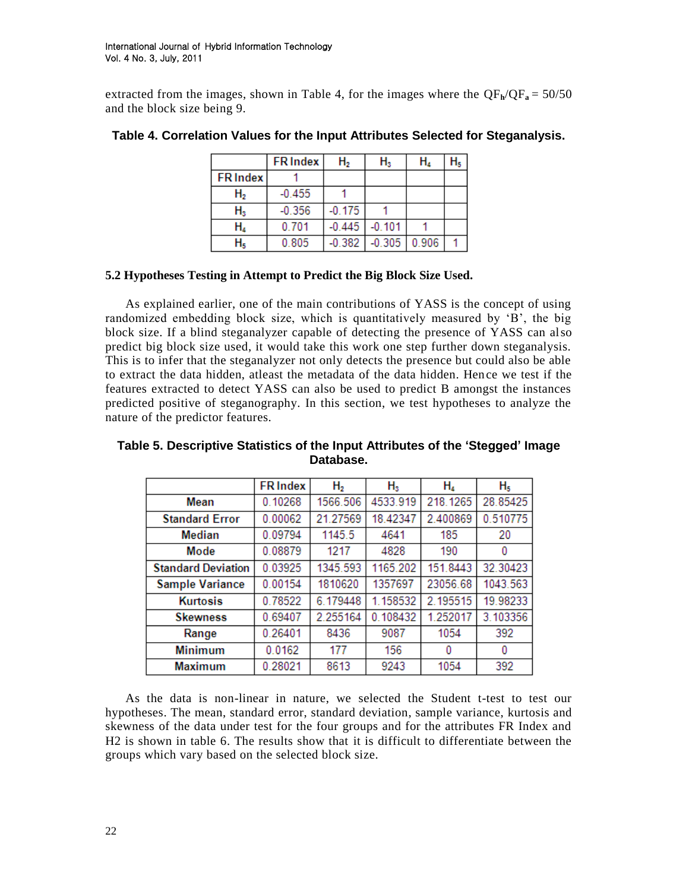extracted from the images, shown in Table 4, for the images where the $QF_h/QF_a = 50/50$ and the block size being 9.

**Table 4. Correlation Values for the Input Attributes Selected for Steganalysis.**

| | FR Index | $H_2$ | $H_3$ | $H_4$ | $H_5$ |
|---|---|---|---|---|---|
| FR Index | 1 | | | | |
| $H_2$ | -0.455 | 1 | | | |
| $H_3$ | -0.356 | -0.175 | 1 | | |
| $H_4$ | 0.701 | -0.445 | -0.101 | 1 | |
| $H_5$ | 0.805 | -0.382 | -0.305 | 0.906 | 1 |

### 5.2 Hypotheses Testing in Attempt to Predict the Big Block Size Used.

As explained earlier, one of the main contributions of YASS is the concept of using randomized embedding block size, which is quantitatively measured by 'B', the big block size. If a blind steganalyzer capable of detecting the presence of YASS can also predict big block size used, it would take this work one step further down steganalysis. This is to infer that the steganalyzer not only detects the presence but could also be able to extract the data hidden, atleast the metadata of the data hidden. Hence we test if the features extracted to detect YASS can also be used to predict B amongst the instances predicted positive of steganography. In this section, we test hypotheses to analyze the nature of the predictor features.

**Table 5. Descriptive Statistics of the Input Attributes of the 'Stegged' Image Database.**

| | FR Index | $H_2$ | $H_3$ | $H_4$ | $H_5$ |
|---|---|---|---|---|---|
| Mean | 0.10268 | 1566.506 | 4533.919 | 218.1265 | 28.85425 |
| Standard Error | 0.00062 | 21.27569 | 18.42347 | 2.400869 | 0.510775 |
| Median | 0.09794 | 1145.5 | 4641 | 185 | 20 |
| Mode | 0.08879 | 1217 | 4828 | 190 | 0 |
| Standard Deviation | 0.03925 | 1345.593 | 1165.202 | 151.8443 | 32.30423 |
| Sample Variance | 0.00154 | 1810620 | 1357697 | 23056.68 | 1043.563 |
| Kurtosis | 0.78522 | 6.179448 | 1.158532 | 2.195515 | 19.98233 |
| Skewness | 0.69407 | 2.255164 | 0.108432 | 1.252017 | 3.103356 |
| Range | 0.26401 | 8436 | 9087 | 1054 | 392 |
| Minimum | 0.0162 | 177 | 156 | 0 | 0 |
| Maximum | 0.28021 | 8613 | 9243 | 1054 | 392 |

As the data is non-linear in nature, we selected the Student t-test to test our hypotheses. The mean, standard error, standard deviation, sample variance, kurtosis and skewness of the data under test for the four groups and for the attributes FR Index and H2 is shown in table 6. The results show that it is difficult to differentiate between the groups which vary based on the selected block size.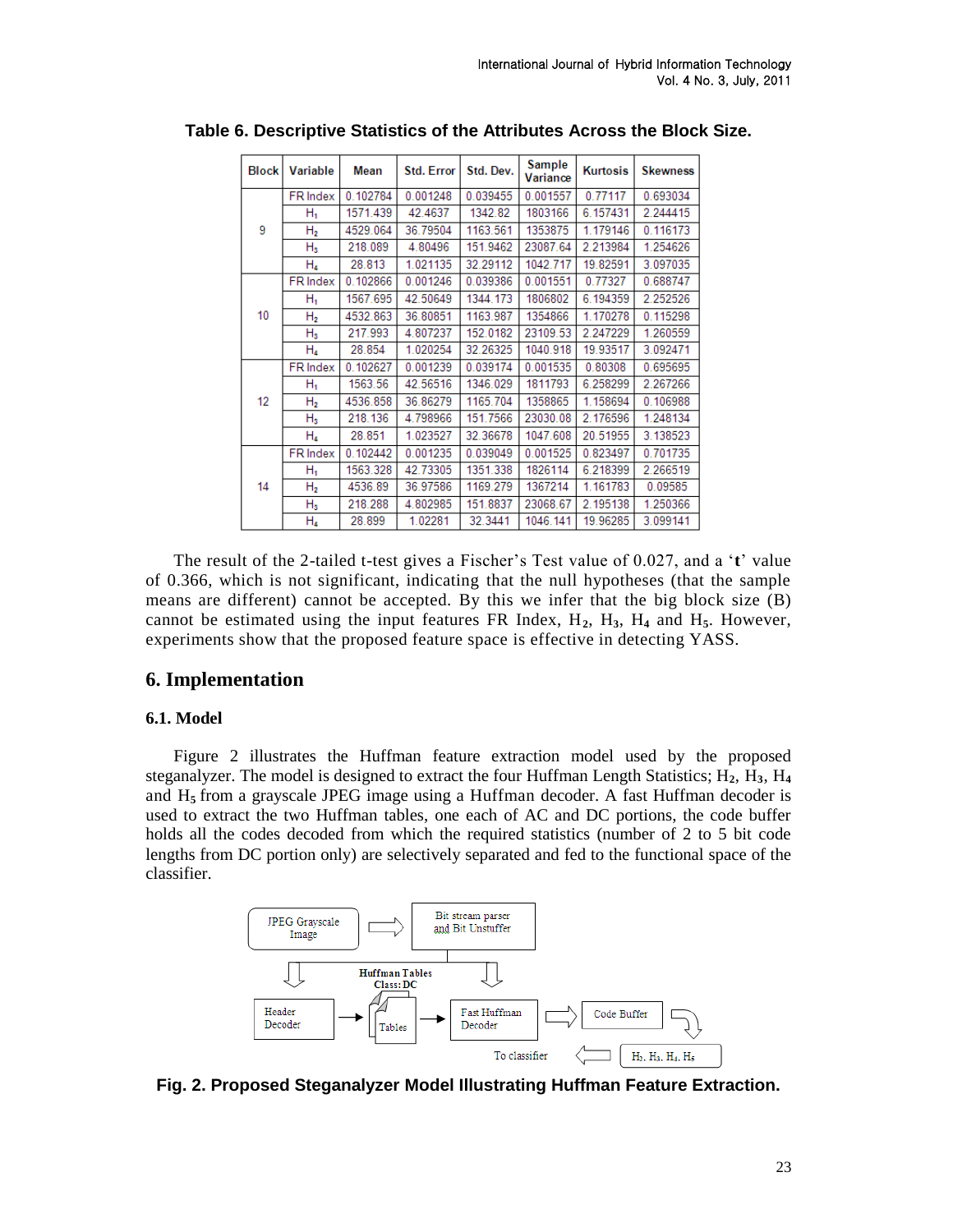**Table 6. Descriptive Statistics of the Attributes Across the Block Size.**

| Block | Variable | Mean | Std. Error | Std. Dev. | Sample Variance | Kurtosis | Skewness |
|---|---|---|---|---|---|---|---|
| 9 | FR Index | 0.102784 | 0.001248 | 0.039455 | 0.001557 | 0.77117 | 0.693034 |
| | $H_1$ | 1571.439 | 42.4637 | 1342.82 | 1803166 | 6.157431 | 2.244415 |
| | $H_2$ | 4529.064 | 36.79504 | 1163.561 | 1353875 | 1.179146 | 0.116173 |
| | $H_3$ | 218.089 | 4.80496 | 151.9462 | 23087.64 | 2.213984 | 1.254626 |
| | $H_4$ | 28.813 | 1.021135 | 32.29112 | 1042.717 | 19.82591 | 3.097035 |
| 10 | FR Index | 0.102866 | 0.001246 | 0.039386 | 0.001551 | 0.77327 | 0.688747 |
| | $H_1$ | 1567.695 | 42.50649 | 1344.173 | 1806802 | 6.194359 | 2.252526 |
| | $H_2$ | 4532.863 | 36.80851 | 1163.987 | 1354866 | 1.170278 | 0.115298 |
| | $H_3$ | 217.993 | 4.807237 | 152.0182 | 23109.53 | 2.247229 | 1.260559 |
| | $H_4$ | 28.854 | 1.020254 | 32.26325 | 1040.918 | 19.93517 | 3.092471 |
| 12 | FR Index | 0.102627 | 0.001239 | 0.039174 | 0.001535 | 0.80308 | 0.695695 |
| | $H_1$ | 1563.56 | 42.56516 | 1346.029 | 1811793 | 6.258299 | 2.267266 |
| | $H_2$ | 4536.858 | 36.86279 | 1165.704 | 1358865 | 1.158694 | 0.106988 |
| | $H_3$ | 218.136 | 4.798966 | 151.7566 | 23030.08 | 2.176596 | 1.248134 |
| | $H_4$ | 28.851 | 1.023527 | 32.36678 | 1047.608 | 20.51955 | 3.138523 |
| 14 | FR Index | 0.102442 | 0.001235 | 0.039049 | 0.001525 | 0.823497 | 0.701735 |
| | $H_1$ | 1563.328 | 42.73305 | 1351.338 | 1826114 | 6.218399 | 2.266519 |
| | $H_2$ | 4536.89 | 36.97586 | 1169.279 | 1367214 | 1.161783 | 0.09585 |
| | $H_3$ | 218.288 | 4.802985 | 151.8837 | 23068.67 | 2.195138 | 1.250366 |
| | $H_4$ | 28.899 | 1.02281 | 32.3441 | 1046.141 | 19.96285 | 3.099141 |

The result of the 2-tailed t-test gives a Fischer's Test value of 0.027, and a '**t**' value of 0.366, which is not significant, indicating that the null hypotheses (that the sample means are different) cannot be accepted. By this we infer that the big block size (B) cannot be estimated using the input features FR Index, $H_2$, $H_3$, $H_4$ and $H_5$. However, experiments show that the proposed feature space is effective in detecting YASS.

## 6. Implementation

### 6.1. Model

Figure 2 illustrates the Huffman feature extraction model used by the proposed steganalyzer. The model is designed to extract the four Huffman Length Statistics; $H_2$, $H_3$, $H_4$ and $H_5$ from a grayscale JPEG image using a Huffman decoder. A fast Huffman decoder is used to extract the two Huffman tables, one each of AC and DC portions, the code buffer holds all the codes decoded from which the required statistics (number of 2 to 5 bit code lengths from DC portion only) are selectively separated and fed to the functional space of the classifier.

**Fig. 2. Proposed Steganalyzer Model Illustrating Huffman Feature Extraction.**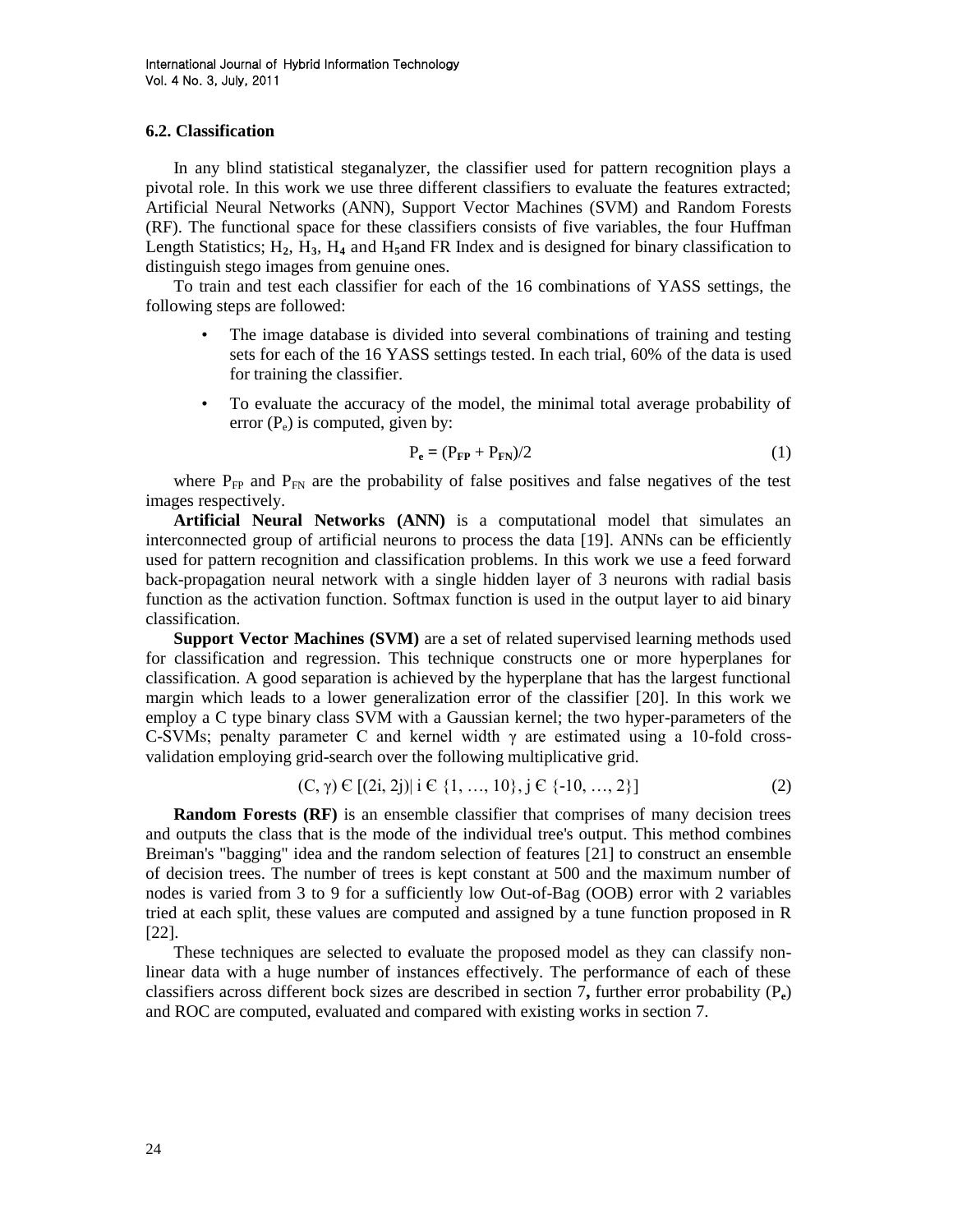### 6.2. Classification

In any blind statistical steganalyzer, the classifier used for pattern recognition plays a pivotal role. In this work we use three different classifiers to evaluate the features extracted; Artificial Neural Networks (ANN), Support Vector Machines (SVM) and Random Forests (RF). The functional space for these classifiers consists of five variables, the four Huffman Length Statistics; $H_2$, $H_3$, $H_4$ and $H_5$and FR Index and is designed for binary classification to distinguish stego images from genuine ones.

To train and test each classifier for each of the 16 combinations of YASS settings, the following steps are followed:

- The image database is divided into several combinations of training and testing sets for each of the 16 YASS settings tested. In each trial, 60% of the data is used for training the classifier.
- To evaluate the accuracy of the model, the minimal total average probability of error ($P_e$) is computed, given by:

$$P_e = (P_{FP} + P_{FN})/2 \tag{1}$$

where $P_{FP}$ and $P_{FN}$ are the probability of false positives and false negatives of the test images respectively.

**Artificial Neural Networks (ANN)** is a computational model that simulates an interconnected group of artificial neurons to process the data [19]. ANNs can be efficiently used for pattern recognition and classification problems. In this work we use a feed forward back-propagation neural network with a single hidden layer of 3 neurons with radial basis function as the activation function. Softmax function is used in the output layer to aid binary classification.

**Support Vector Machines (SVM)** are a set of related supervised learning methods used for classification and regression. This technique constructs one or more hyperplanes for classification. A good separation is achieved by the hyperplane that has the largest functional margin which leads to a lower generalization error of the classifier [20]. In this work we employ a C type binary class SVM with a Gaussian kernel; the two hyper-parameters of the C-SVMs; penalty parameter C and kernel width γ are estimated using a 10-fold cross-validation employing grid-search over the following multiplicative grid.

$$(C, \gamma) \in [(2i, 2j)| \; i \in \{1, \ldots, 10\}, j \in \{-10, \ldots, 2\}] \tag{2}$$

**Random Forests (RF)** is an ensemble classifier that comprises of many decision trees and outputs the class that is the mode of the individual tree's output. This method combines Breiman's "bagging" idea and the random selection of features [21] to construct an ensemble of decision trees. The number of trees is kept constant at 500 and the maximum number of nodes is varied from 3 to 9 for a sufficiently low Out-of-Bag (OOB) error with 2 variables tried at each split, these values are computed and assigned by a tune function proposed in R [22].

These techniques are selected to evaluate the proposed model as they can classify non-linear data with a huge number of instances effectively. The performance of each of these classifiers across different bock sizes are described in section 7**,** further error probability ($P_e$) and ROC are computed, evaluated and compared with existing works in section 7.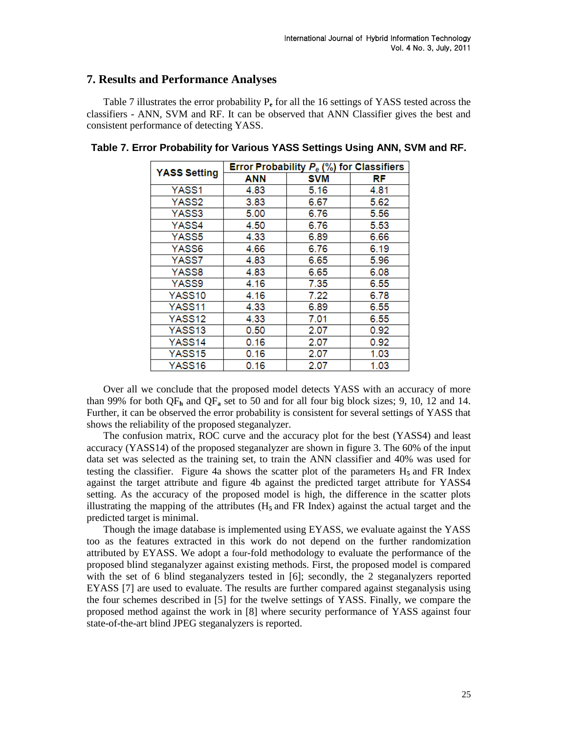## 7. Results and Performance Analyses

Table 7 illustrates the error probability $P_e$ for all the 16 settings of YASS tested across the classifiers - ANN, SVM and RF. It can be observed that ANN Classifier gives the best and consistent performance of detecting YASS.

**Table 7. Error Probability for Various YASS Settings Using ANN, SVM and RF.**

| YASS Setting | Error Probability $P_e$ (%) for Classifiers | | |
|---|---|---|---|
| | ANN | SVM | RF |
| YASS1 | 4.83 | 5.16 | 4.81 |
| YASS2 | 3.83 | 6.67 | 5.62 |
| YASS3 | 5.00 | 6.76 | 5.56 |
| YASS4 | 4.50 | 6.76 | 5.53 |
| YASS5 | 4.33 | 6.89 | 6.66 |
| YASS6 | 4.66 | 6.76 | 6.19 |
| YASS7 | 4.83 | 6.65 | 5.96 |
| YASS8 | 4.83 | 6.65 | 6.08 |
| YASS9 | 4.16 | 7.35 | 6.55 |
| YASS10 | 4.16 | 7.22 | 6.78 |
| YASS11 | 4.33 | 6.89 | 6.55 |
| YASS12 | 4.33 | 7.01 | 6.55 |
| YASS13 | 0.50 | 2.07 | 0.92 |
| YASS14 | 0.16 | 2.07 | 0.92 |
| YASS15 | 0.16 | 2.07 | 1.03 |
| YASS16 | 0.16 | 2.07 | 1.03 |

Over all we conclude that the proposed model detects YASS with an accuracy of more than 99% for both $QF_h$ and $QF_a$ set to 50 and for all four big block sizes; 9, 10, 12 and 14. Further, it can be observed the error probability is consistent for several settings of YASS that shows the reliability of the proposed steganalyzer.

The confusion matrix, ROC curve and the accuracy plot for the best (YASS4) and least accuracy (YASS14) of the proposed steganalyzer are shown in figure 3. The 60% of the input data set was selected as the training set, to train the ANN classifier and 40% was used for testing the classifier. Figure 4a shows the scatter plot of the parameters $H_5$ and FR Index against the target attribute and figure 4b against the predicted target attribute for YASS4 setting. As the accuracy of the proposed model is high, the difference in the scatter plots illustrating the mapping of the attributes ($H_5$ and FR Index) against the actual target and the predicted target is minimal.

Though the image database is implemented using EYASS, we evaluate against the YASS too as the features extracted in this work do not depend on the further randomization attributed by EYASS. We adopt a four-fold methodology to evaluate the performance of the proposed blind steganalyzer against existing methods. First, the proposed model is compared with the set of 6 blind steganalyzers tested in [6]; secondly, the 2 steganalyzers reported EYASS [7] are used to evaluate. The results are further compared against steganalysis using the four schemes described in [5] for the twelve settings of YASS. Finally, we compare the proposed method against the work in [8] where security performance of YASS against four state-of-the-art blind JPEG steganalyzers is reported.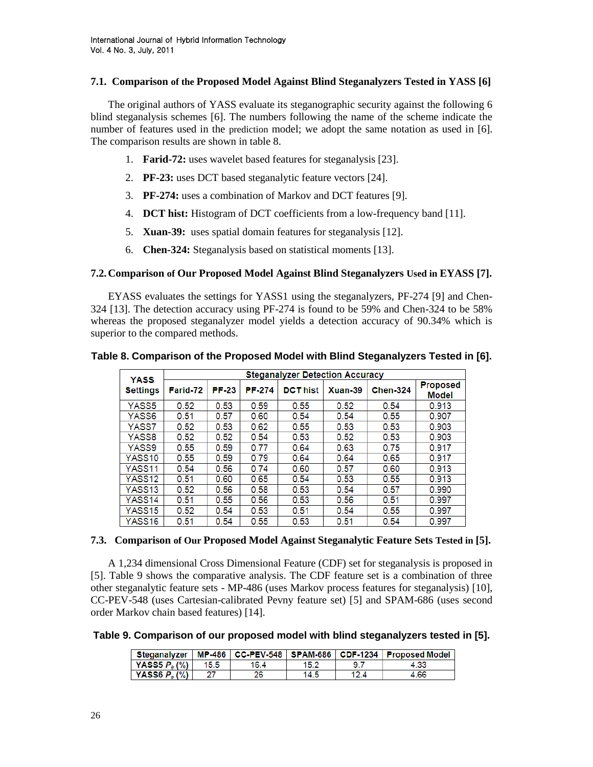### 7.1. Comparison of the Proposed Model Against Blind Steganalyzers Tested in YASS [6]

The original authors of YASS evaluate its steganographic security against the following 6 blind steganalysis schemes [6]. The numbers following the name of the scheme indicate the number of features used in the prediction model; we adopt the same notation as used in [6]. The comparison results are shown in table 8.

1. **Farid-72:** uses wavelet based features for steganalysis [23].
2. **PF-23:** uses DCT based steganalytic feature vectors [24].
3. **PF-274:** uses a combination of Markov and DCT features [9].
4. **DCT hist:** Histogram of DCT coefficients from a low-frequency band [11].
5. **Xuan-39:** uses spatial domain features for steganalysis [12].
6. **Chen-324:** Steganalysis based on statistical moments [13].

### 7.2. Comparison of Our Proposed Model Against Blind Steganalyzers Used in EYASS [7].

EYASS evaluates the settings for YASS1 using the steganalyzers, PF-274 [9] and Chen-324 [13]. The detection accuracy using PF-274 is found to be 59% and Chen-324 to be 58% whereas the proposed steganalyzer model yields a detection accuracy of 90.34% which is superior to the compared methods.

**Table 8. Comparison of the Proposed Model with Blind Steganalyzers Tested in [6].**

| YASS Settings | Steganalyzer Detection Accuracy | | | | | | |
|---|---|---|---|---|---|---|---|
| | Farid-72 | PF-23 | PF-274 | DCT hist | Xuan-39 | Chen-324 | Proposed Model |
| YASS5 | 0.52 | 0.53 | 0.59 | 0.55 | 0.52 | 0.54 | 0.913 |
| YASS6 | 0.51 | 0.57 | 0.60 | 0.54 | 0.54 | 0.55 | 0.907 |
| YASS7 | 0.52 | 0.53 | 0.62 | 0.55 | 0.53 | 0.53 | 0.903 |
| YASS8 | 0.52 | 0.52 | 0.54 | 0.53 | 0.52 | 0.53 | 0.903 |
| YASS9 | 0.55 | 0.59 | 0.77 | 0.64 | 0.63 | 0.75 | 0.917 |
| YASS10 | 0.55 | 0.59 | 0.79 | 0.64 | 0.64 | 0.65 | 0.917 |
| YASS11 | 0.54 | 0.56 | 0.74 | 0.60 | 0.57 | 0.60 | 0.913 |
| YASS12 | 0.51 | 0.60 | 0.65 | 0.54 | 0.53 | 0.55 | 0.913 |
| YASS13 | 0.52 | 0.56 | 0.58 | 0.53 | 0.54 | 0.57 | 0.990 |
| YASS14 | 0.51 | 0.55 | 0.56 | 0.53 | 0.56 | 0.51 | 0.997 |
| YASS15 | 0.52 | 0.54 | 0.53 | 0.51 | 0.54 | 0.55 | 0.997 |
| YASS16 | 0.51 | 0.54 | 0.55 | 0.53 | 0.51 | 0.54 | 0.997 |

### 7.3. Comparison of Our Proposed Model Against Steganalytic Feature Sets Tested in [5].

A 1,234 dimensional Cross Dimensional Feature (CDF) set for steganalysis is proposed in [5]. Table 9 shows the comparative analysis. The CDF feature set is a combination of three other steganalytic feature sets - MP-486 (uses Markov process features for steganalysis) [10], CC-PEV-548 (uses Cartesian-calibrated Pevny feature set) [5] and SPAM-686 (uses second order Markov chain based features) [14].

**Table 9. Comparison of our proposed model with blind steganalyzers tested in [5].**

| Steganalyzer | MP-486 | CC-PEV-548 | SPAM-686 | CDF-1234 | Proposed Model |
|---|---|---|---|---|---|
| YASS5 $P_E$ (%) | 15.5 | 16.4 | 15.2 | 9.7 | 4.33 |
| YASS6 $P_E$ (%) | 27 | 26 | 14.5 | 12.4 | 4.66 |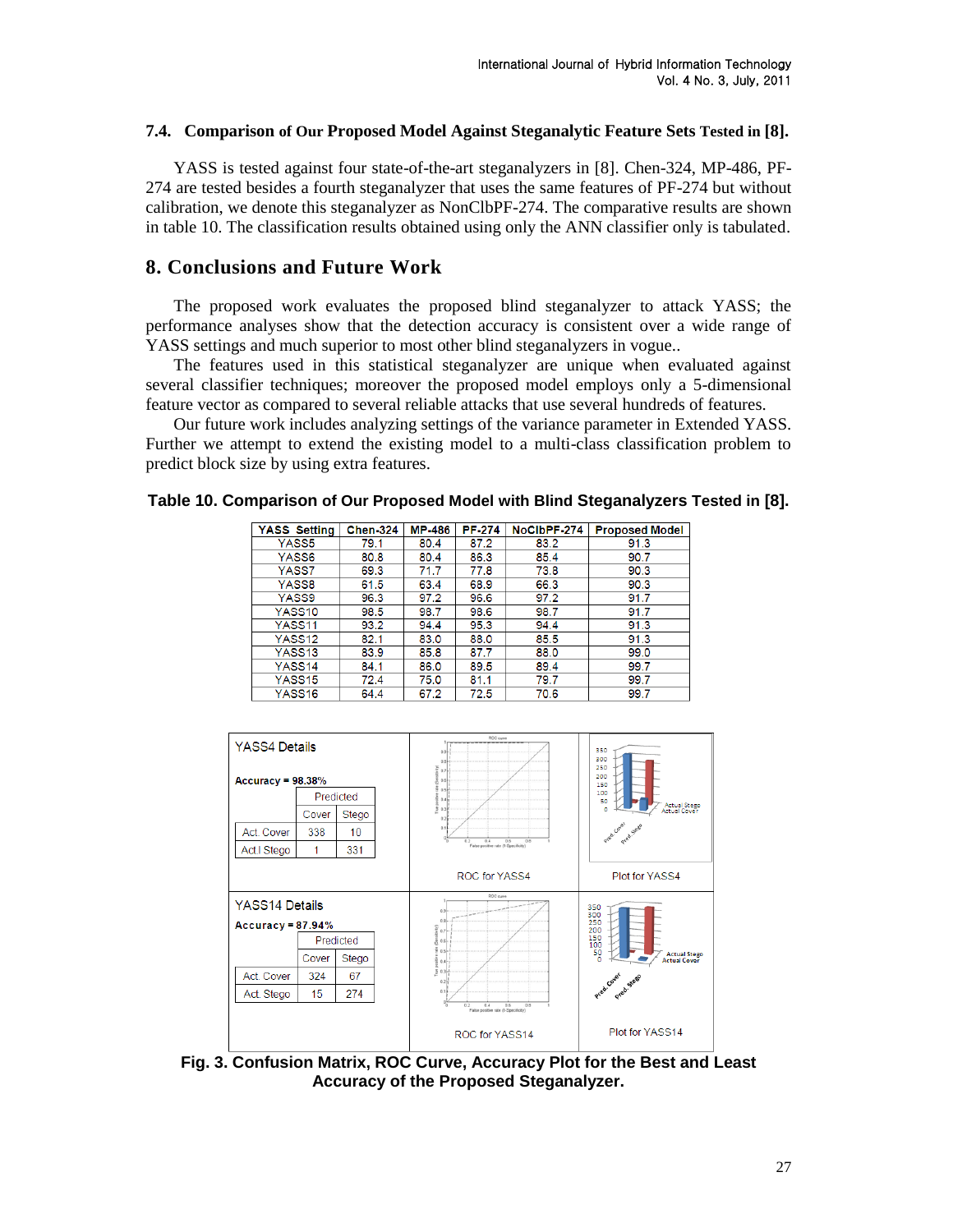### 7.4. Comparison of Our Proposed Model Against Steganalytic Feature Sets Tested in [8].

YASS is tested against four state-of-the-art steganalyzers in [8]. Chen-324, MP-486, PF-274 are tested besides a fourth steganalyzer that uses the same features of PF-274 but without calibration, we denote this steganalyzer as NonClbPF-274. The comparative results are shown in table 10. The classification results obtained using only the ANN classifier only is tabulated.

## 8. Conclusions and Future Work

The proposed work evaluates the proposed blind steganalyzer to attack YASS; the performance analyses show that the detection accuracy is consistent over a wide range of YASS settings and much superior to most other blind steganalyzers in vogue..

The features used in this statistical steganalyzer are unique when evaluated against several classifier techniques; moreover the proposed model employs only a 5-dimensional feature vector as compared to several reliable attacks that use several hundreds of features.

Our future work includes analyzing settings of the variance parameter in Extended YASS. Further we attempt to extend the existing model to a multi-class classification problem to predict block size by using extra features.

**Table 10. Comparison of Our Proposed Model with Blind Steganalyzers Tested in [8].**

| YASS Setting | Chen-324 | MP-486 | PF-274 | NoClbPF-274 | Proposed Model |
|---|---|---|---|---|---|
| YASS5 | 79.1 | 80.4 | 87.2 | 83.2 | 91.3 |
| YASS6 | 80.8 | 80.4 | 86.3 | 85.4 | 90.7 |
| YASS7 | 69.3 | 71.7 | 77.8 | 73.8 | 90.3 |
| YASS8 | 61.5 | 63.4 | 68.9 | 66.3 | 90.3 |
| YASS9 | 96.3 | 97.2 | 96.6 | 97.2 | 91.7 |
| YASS10 | 98.5 | 98.7 | 98.6 | 98.7 | 91.7 |
| YASS11 | 93.2 | 94.4 | 95.3 | 94.4 | 91.3 |
| YASS12 | 82.1 | 83.0 | 88.0 | 85.5 | 91.3 |
| YASS13 | 83.9 | 85.8 | 87.7 | 88.0 | 99.0 |
| YASS14 | 84.1 | 86.0 | 89.5 | 89.4 | 99.7 |
| YASS15 | 72.4 | 75.0 | 81.1 | 79.7 | 99.7 |
| YASS16 | 64.4 | 67.2 | 72.5 | 70.6 | 99.7 |

YASS4 Details

**Accuracy = 98.38%**

| | Predicted Cover | Predicted Stego |
|---|---|---|
| Act. Cover | 338 | 10 |
| Act.l Stego | 1 | 331 |

ROC for YASS4 | Plot for YASS4

YASS14 Details

**Accuracy = 87.94%**

| | Predicted Cover | Predicted Stego |
|---|---|---|
| Act. Cover | 324 | 67 |
| Act. Stego | 15 | 274 |

ROC for YASS14 | Plot for YASS14

**Fig. 3. Confusion Matrix, ROC Curve, Accuracy Plot for the Best and Least Accuracy of the Proposed Steganalyzer.**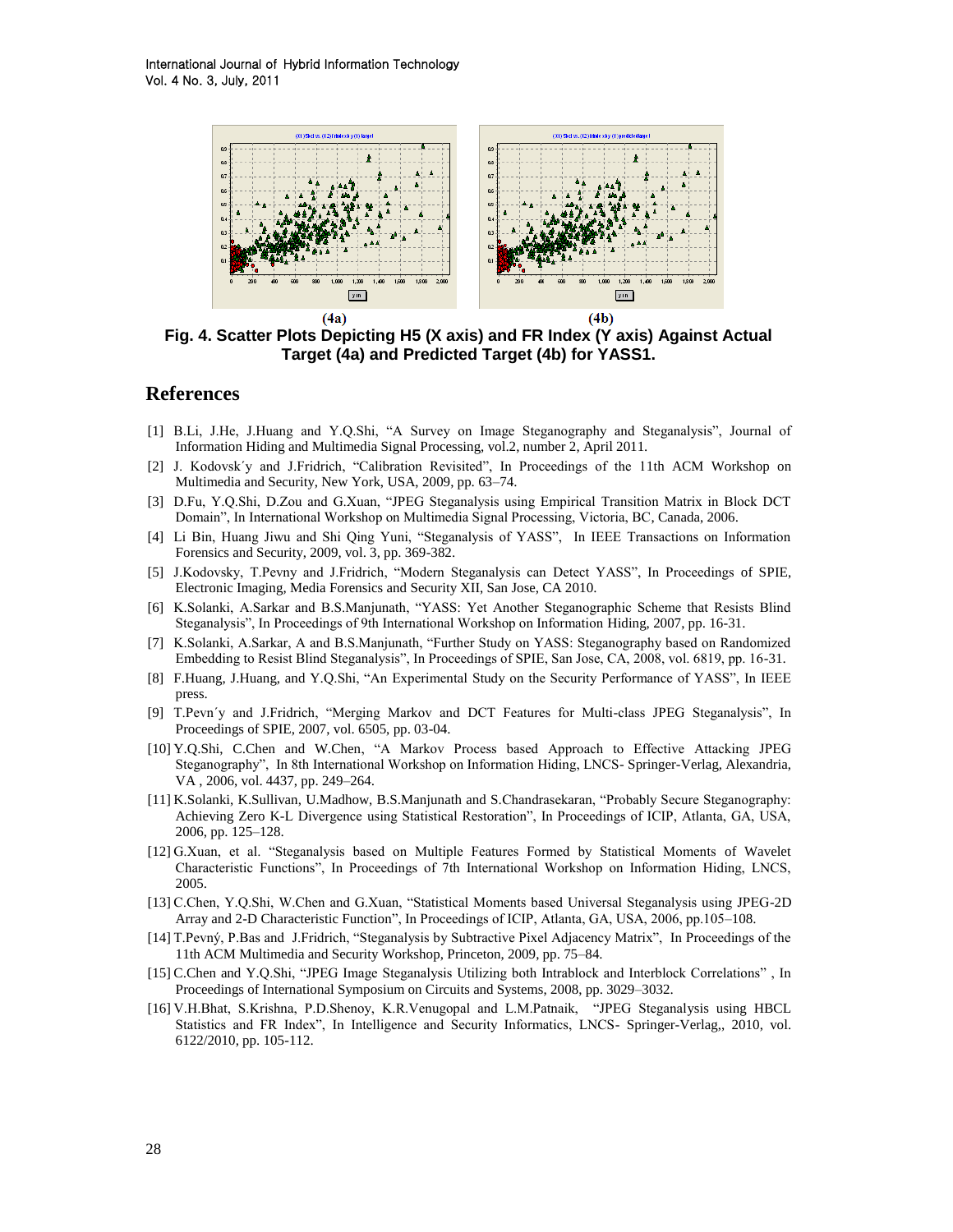(4a) (4b)

**Fig. 4. Scatter Plots Depicting H5 (X axis) and FR Index (Y axis) Against Actual Target (4a) and Predicted Target (4b) for YASS1.**

# References

[1] B.Li, J.He, J.Huang and Y.Q.Shi, "A Survey on Image Steganography and Steganalysis", Journal of Information Hiding and Multimedia Signal Processing, vol.2, number 2, April 2011.

[2] J. Kodovsk´y and J.Fridrich, "Calibration Revisited", In Proceedings of the 11th ACM Workshop on Multimedia and Security, New York, USA, 2009, pp. 63–74.

[3] D.Fu, Y.Q.Shi, D.Zou and G.Xuan, "JPEG Steganalysis using Empirical Transition Matrix in Block DCT Domain", In International Workshop on Multimedia Signal Processing, Victoria, BC, Canada, 2006.

[4] Li Bin, Huang Jiwu and Shi Qing Yuni, "Steganalysis of YASS", In IEEE Transactions on Information Forensics and Security, 2009, vol. 3, pp. 369-382.

[5] J.Kodovsky, T.Pevny and J.Fridrich, "Modern Steganalysis can Detect YASS", In Proceedings of SPIE, Electronic Imaging, Media Forensics and Security XII, San Jose, CA 2010.

[6] K.Solanki, A.Sarkar and B.S.Manjunath, "YASS: Yet Another Steganographic Scheme that Resists Blind Steganalysis", In Proceedings of 9th International Workshop on Information Hiding, 2007, pp. 16-31.

[7] K.Solanki, A.Sarkar, A and B.S.Manjunath, "Further Study on YASS: Steganography based on Randomized Embedding to Resist Blind Steganalysis", In Proceedings of SPIE, San Jose, CA, 2008, vol. 6819, pp. 16-31.

[8] F.Huang, J.Huang, and Y.Q.Shi, "An Experimental Study on the Security Performance of YASS", In IEEE press.

[9] T.Pevn´y and J.Fridrich, "Merging Markov and DCT Features for Multi-class JPEG Steganalysis", In Proceedings of SPIE, 2007, vol. 6505, pp. 03-04.

[10] Y.Q.Shi, C.Chen and W.Chen, "A Markov Process based Approach to Effective Attacking JPEG Steganography", In 8th International Workshop on Information Hiding, LNCS- Springer-Verlag, Alexandria, VA , 2006, vol. 4437, pp. 249–264.

[11] K.Solanki, K.Sullivan, U.Madhow, B.S.Manjunath and S.Chandrasekaran, "Probably Secure Steganography: Achieving Zero K-L Divergence using Statistical Restoration", In Proceedings of ICIP, Atlanta, GA, USA, 2006, pp. 125–128.

[12] G.Xuan, et al. "Steganalysis based on Multiple Features Formed by Statistical Moments of Wavelet Characteristic Functions", In Proceedings of 7th International Workshop on Information Hiding, LNCS, 2005.

[13] C.Chen, Y.Q.Shi, W.Chen and G.Xuan, "Statistical Moments based Universal Steganalysis using JPEG-2D Array and 2-D Characteristic Function", In Proceedings of ICIP, Atlanta, GA, USA, 2006, pp.105–108.

[14] T.Pevný, P.Bas and J.Fridrich, "Steganalysis by Subtractive Pixel Adjacency Matrix", In Proceedings of the 11th ACM Multimedia and Security Workshop, Princeton, 2009, pp. 75–84.

[15] C.Chen and Y.Q.Shi, "JPEG Image Steganalysis Utilizing both Intrablock and Interblock Correlations" , In Proceedings of International Symposium on Circuits and Systems, 2008, pp. 3029–3032.

[16] V.H.Bhat, S.Krishna, P.D.Shenoy, K.R.Venugopal and L.M.Patnaik, "JPEG Steganalysis using HBCL Statistics and FR Index", In Intelligence and Security Informatics, LNCS- Springer-Verlag,, 2010, vol. 6122/2010, pp. 105-112.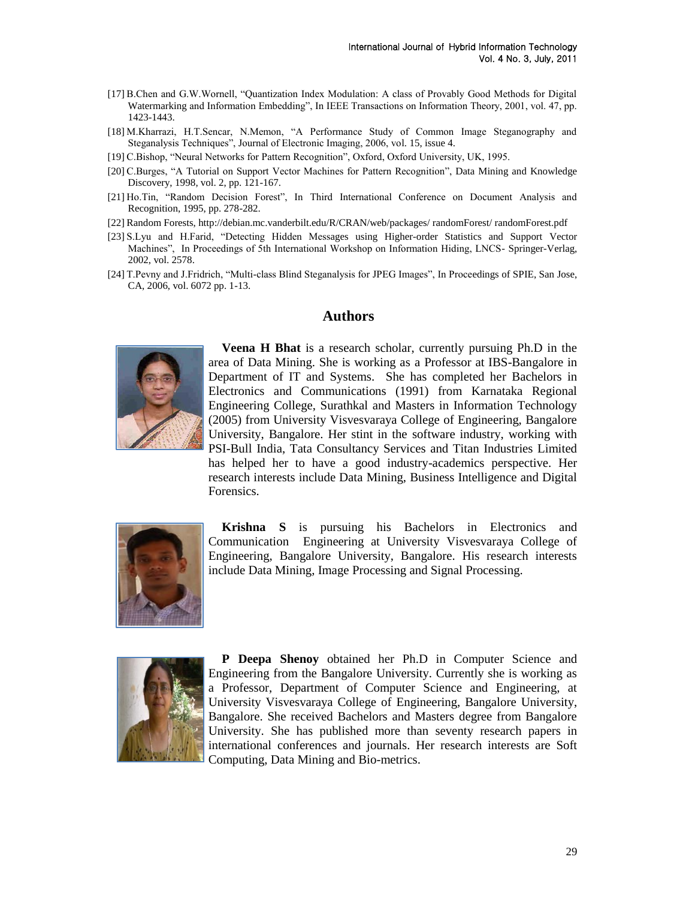[17] B.Chen and G.W.Wornell, "Quantization Index Modulation: A class of Provably Good Methods for Digital Watermarking and Information Embedding", In IEEE Transactions on Information Theory, 2001, vol. 47, pp. 1423-1443.

[18] M.Kharrazi, H.T.Sencar, N.Memon, "A Performance Study of Common Image Steganography and Steganalysis Techniques", Journal of Electronic Imaging, 2006, vol. 15, issue 4.

[19] C.Bishop, "Neural Networks for Pattern Recognition", Oxford, Oxford University, UK, 1995.

[20] C.Burges, "A Tutorial on Support Vector Machines for Pattern Recognition", Data Mining and Knowledge Discovery, 1998, vol. 2, pp. 121-167.

[21] Ho.Tin, "Random Decision Forest", In Third International Conference on Document Analysis and Recognition, 1995, pp. 278-282.

[22] Random Forests, http://debian.mc.vanderbilt.edu/R/CRAN/web/packages/ randomForest/ randomForest.pdf

[23] S.Lyu and H.Farid, "Detecting Hidden Messages using Higher-order Statistics and Support Vector Machines", In Proceedings of 5th International Workshop on Information Hiding, LNCS- Springer-Verlag, 2002, vol. 2578.

[24] T.Pevny and J.Fridrich, "Multi-class Blind Steganalysis for JPEG Images", In Proceedings of SPIE, San Jose, CA, 2006, vol. 6072 pp. 1-13.

## Authors

**Veena H Bhat** is a research scholar, currently pursuing Ph.D in the area of Data Mining. She is working as a Professor at IBS-Bangalore in Department of IT and Systems. She has completed her Bachelors in Electronics and Communications (1991) from Karnataka Regional Engineering College, Surathkal and Masters in Information Technology (2005) from University Visvesvaraya College of Engineering, Bangalore University, Bangalore. Her stint in the software industry, working with PSI-Bull India, Tata Consultancy Services and Titan Industries Limited has helped her to have a good industry-academics perspective. Her research interests include Data Mining, Business Intelligence and Digital Forensics.

**Krishna S** is pursuing his Bachelors in Electronics and Communication Engineering at University Visvesvaraya College of Engineering, Bangalore University, Bangalore. His research interests include Data Mining, Image Processing and Signal Processing.

**P Deepa Shenoy** obtained her Ph.D in Computer Science and Engineering from the Bangalore University. Currently she is working as a Professor, Department of Computer Science and Engineering, at University Visvesvaraya College of Engineering, Bangalore University, Bangalore. She received Bachelors and Masters degree from Bangalore University. She has published more than seventy research papers in international conferences and journals. Her research interests are Soft Computing, Data Mining and Bio-metrics.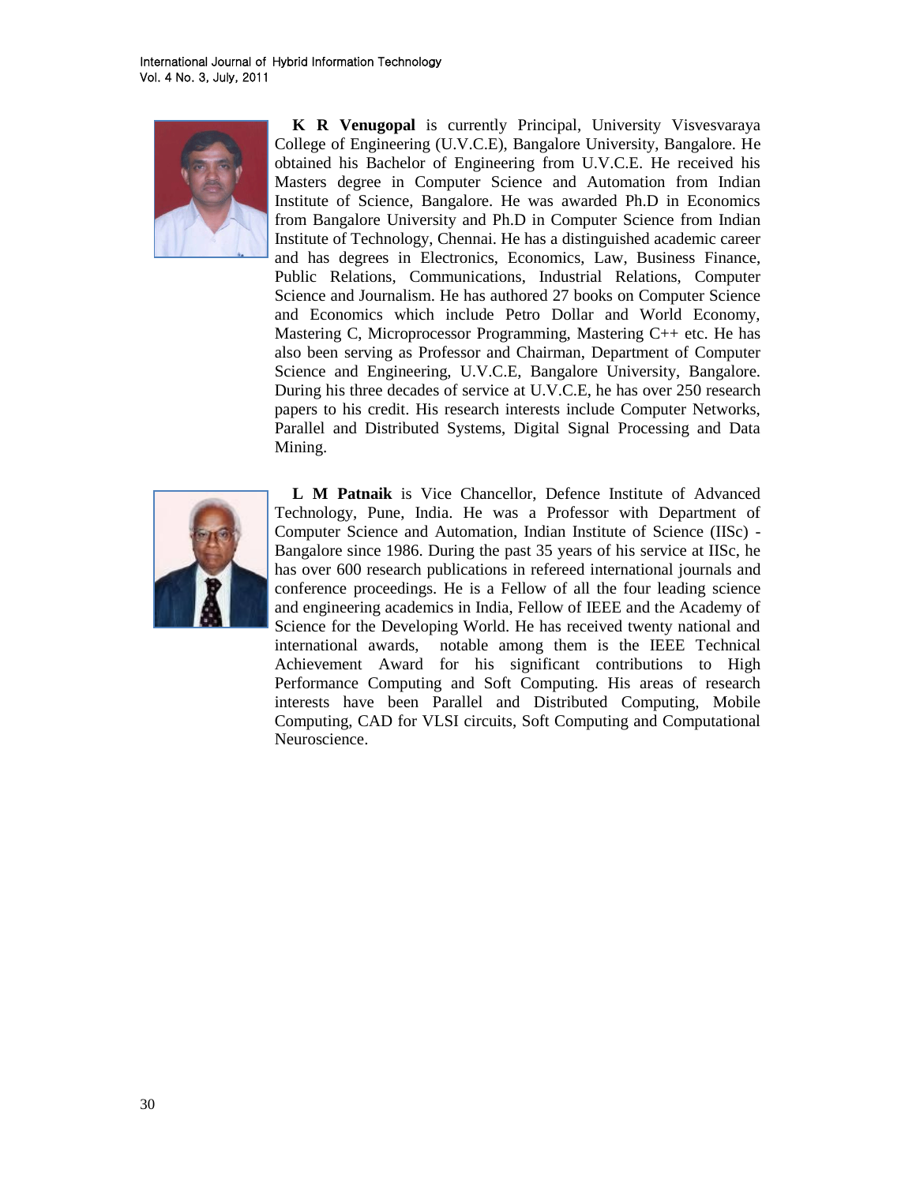**K R Venugopal** is currently Principal, University Visvesvaraya College of Engineering (U.V.C.E), Bangalore University, Bangalore. He obtained his Bachelor of Engineering from U.V.C.E. He received his Masters degree in Computer Science and Automation from Indian Institute of Science, Bangalore. He was awarded Ph.D in Economics from Bangalore University and Ph.D in Computer Science from Indian Institute of Technology, Chennai. He has a distinguished academic career and has degrees in Electronics, Economics, Law, Business Finance, Public Relations, Communications, Industrial Relations, Computer Science and Journalism. He has authored 27 books on Computer Science and Economics which include Petro Dollar and World Economy, Mastering C, Microprocessor Programming, Mastering C++ etc. He has also been serving as Professor and Chairman, Department of Computer Science and Engineering, U.V.C.E, Bangalore University, Bangalore. During his three decades of service at U.V.C.E, he has over 250 research papers to his credit. His research interests include Computer Networks, Parallel and Distributed Systems, Digital Signal Processing and Data Mining.

**L M Patnaik** is Vice Chancellor, Defence Institute of Advanced Technology, Pune, India. He was a Professor with Department of Computer Science and Automation, Indian Institute of Science (IISc) - Bangalore since 1986. During the past 35 years of his service at IISc, he has over 600 research publications in refereed international journals and conference proceedings. He is a Fellow of all the four leading science and engineering academics in India, Fellow of IEEE and the Academy of Science for the Developing World. He has received twenty national and international awards, notable among them is the IEEE Technical Achievement Award for his significant contributions to High Performance Computing and Soft Computing. His areas of research interests have been Parallel and Distributed Computing, Mobile Computing, CAD for VLSI circuits, Soft Computing and Computational Neuroscience.